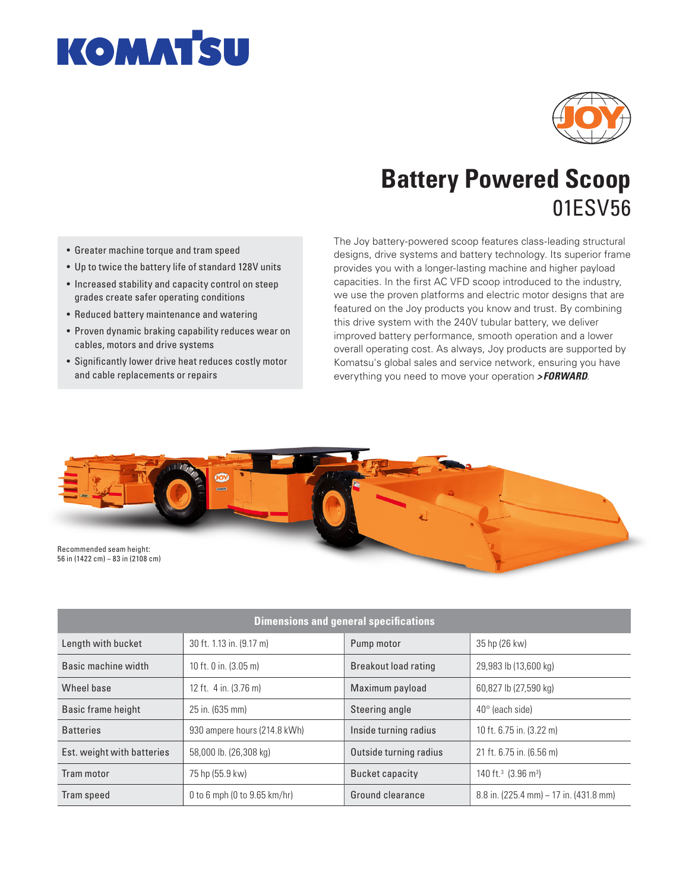# Battery Powered Scoop

## 01ESV56

- Greater machine torque and tram speed
- Up to twice the battery life of standard 128V units
- Increased stability and capacity control on steep grades create safer operating conditions
- Reduced battery maintenance and watering
- Proven dynamic braking capability reduces wear on cables, motors and drive systems
- Significantly lower drive heat reduces costly motor and cable replacements or repairs

The Joy battery-powered scoop features class-leading structural designs, drive systems and battery technology. Its superior frame provides you with a longer-lasting machine and higher payload capacities. In the first AC VFD scoop introduced to the industry, we use the proven platforms and electric motor designs that are featured on the Joy products you know and trust. By combining this drive system with the 240V tubular battery, we deliver improved battery performance, smooth operation and a lower overall operating cost. As always, Joy products are supported by Komatsu's global sales and service network, ensuring you have everything you need to move your operation ***>FORWARD***.

Recommended seam height:
56 in (1422 cm) – 83 in (2108 cm)

| Dimensions and general specifications | | | |
|---|---|---|---|
| Length with bucket | 30 ft. 1.13 in. (9.17 m) | Pump motor | 35 hp (26 kw) |
| Basic machine width | 10 ft. 0 in. (3.05 m) | Breakout load rating | 29,983 lb (13,600 kg) |
| Wheel base | 12 ft. 4 in. (3.76 m) | Maximum payload | 60,827 lb (27,590 kg) |
| Basic frame height | 25 in. (635 mm) | Steering angle | 40° (each side) |
| Batteries | 930 ampere hours (214.8 kWh) | Inside turning radius | 10 ft. 6.75 in. (3.22 m) |
| Est. weight with batteries | 58,000 lb. (26,308 kg) | Outside turning radius | 21 ft. 6.75 in. (6.56 m) |
| Tram motor | 75 hp (55.9 kw) | Bucket capacity | 140 ft.$^3$ (3.96 m$^3$) |
| Tram speed | 0 to 6 mph (0 to 9.65 km/hr) | Ground clearance | 8.8 in. (225.4 mm) – 17 in. (431.8 mm) |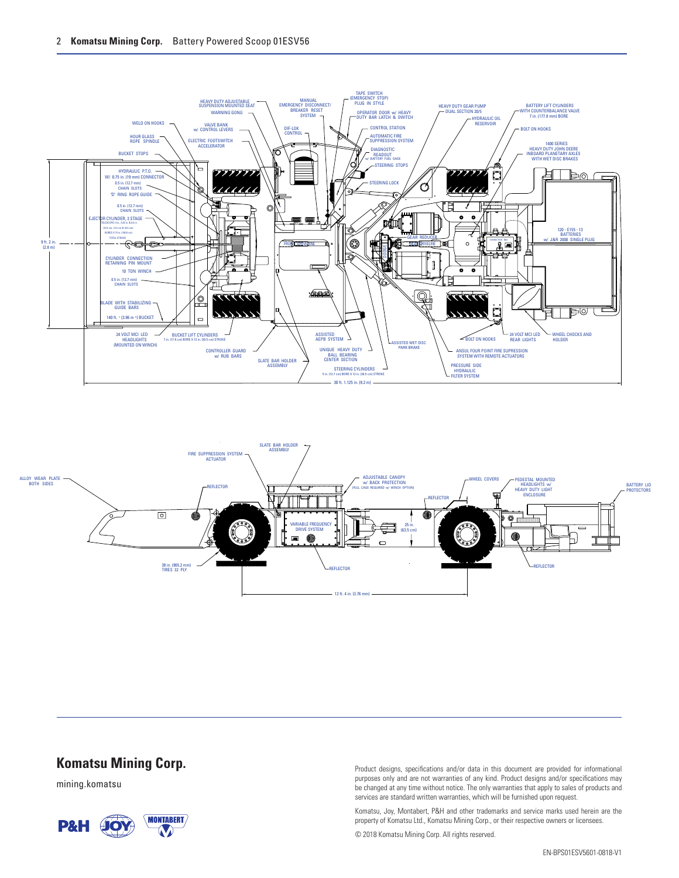HEAVY DUTY ADJUSTABLE SUSPENSION MOUNTED SEAT
WARNING GONG
WELD ON HOOKS
VALVE BANK w/ CONTROL LEVERS
HOUR GLASS ROPE SPINDLE
ELECTRIC FOOTSWITCH ACCELERATOR
BUCKET STOPS
MANUAL EMERGENCY DISCONNECT/ BREAKER RESET SYSTEM
DIF-LOK CONTROL
TAPE SWITCH (EMERGENCY STOP) PLUG IN STYLE
OPERATOR DOOR w/ HEAVY DUTY BAR LATCH & SWITCH
CONTROL STATION
AUTOMATIC FIRE SUPPRESSION SYSTEM
DIAGNOSTIC READOUT w/ BATTERY FUEL GAGE
STEERING STOPS
STEERING LOCK
HEAVY DUTY GEAR PUMP DUAL SECTION 20/5
HYDRAULIC OIL RESERVOIR
BATTERY LIFT CYLINDERS WITH COUNTERBALANCE VALVE 7 in. (177.8 mm) BORE
BOLT ON HOOKS
1400 SERIES HEAVY DUTY JOHN DEERE INBOARD PLANETARY AXLES WITH WET DISC BRAKES
HYDRAULIC P.T.O. W/ 0.75 in. (19 mm) CONNECTOR
0.5 in. (12.7 mm) CHAIN SLOTS
"D" RING ROPE GUIDE
0.5 in. (12.7 mm) CHAIN SLOTS
EJECTOR CYLINDER, 3 STAGE
GEAR REDUCER
FRONT DRIVELINE
REAR DRIVELINE
120 - E155 - 13 BATTERIES w/ J&R 2000 SINGLE PLUG
9 ft. 2 in. (2.8 m)
CYLINDER CONNECTION RETAINING PIN MOUNT
10 TON WINCH
0.5 in. (12.7 mm) CHAIN SLOTS
BLADE WITH STABILIZING GUIDE BARS
140 ft. ³ (3.96 m ³) BUCKET
24 VOLT MCI LED HEADLIGHTS (MOUNTED ON WINCH)
BUCKET LIFT CYLINDERS 7 in. (17.8 cm) BORE X 12 in. (30.5 cm) STROKE
CONTROLLER GUARD w/ RUB BARS
SLATE BAR HOLDER ASSEMBLY
ASSISTED AEPB SYSTEM
UNIQUE HEAVY DUTY BALL BEARING CENTER SECTION
STEERING CYLINDERS 5 in. (12.7 cm) BORE X 12 in. (30.5 cm) STROKE
ASSISTED WET DISC PARK BRAKE
BOLT ON HOOKS
ANSUL FOUR POINT FIRE SUPRESSION SYSTEM WITH REMOTE ACTUATORS
PRESSURE SIDE HYDRAULIC FILTER SYSTEM
24 VOLT MCI LED REAR LIGHTS
WHEEL CHOCKS AND HOLDER
30 ft. 1.125 in. (9.2 m)

SLATE BAR HOLDER ASSEMBLY
FIRE SUPPRESSION SYSTEM ACTUATOR
ALLOY WEAR PLATE BOTH SIDES
REFLECTOR
ADJUSTABLE CANOPY w/ BACK PROTECTION (PULL CAGE REQUIRED w/ WINCH OPTION)
WHEEL COVERS
PEDESTAL MOUNTED HEADLIGHTS w/ HEAVY DUTY LIGHT ENCLOSURE
BATTERY LID PROTECTORS
REFLECTOR
VARIABLE FREQUENCY DRIVE SYSTEM
25 in. (63.5 cm)
38 in. (965.2 mm) TIRES 32 PLY
REFLECTOR
REFLECTOR
12 ft. 4 in. (3.76 mm)

## Komatsu Mining Corp.

mining.komatsu

Product designs, specifications and/or data in this document are provided for informational purposes only and are not warranties of any kind. Product designs and/or specifications may be changed at any time without notice. The only warranties that apply to sales of products and services are standard written warranties, which will be furnished upon request.

Komatsu, Joy, Montabert, P&H and other trademarks and service marks used herein are the property of Komatsu Ltd., Komatsu Mining Corp., or their respective owners or licensees.

© 2018 Komatsu Mining Corp. All rights reserved.

EN-BPS01ESV5601-0818-V1